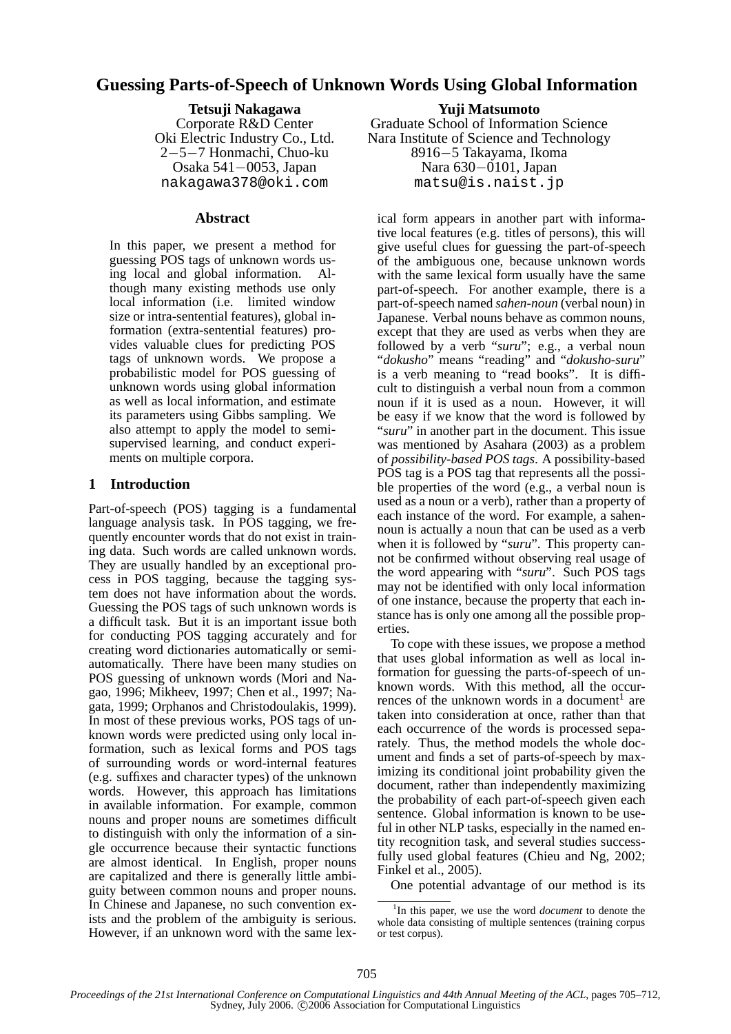# Guessing Parts-of-Speech of Unknown Words Using Global Information

**Tetsuji Nakagawa**
Corporate R&D Center
Oki Electric Industry Co., Ltd.
2−5−7 Honmachi, Chuo-ku
Osaka 541−0053, Japan
nakagawa378@oki.com

**Yuji Matsumoto**
Graduate School of Information Science
Nara Institute of Science and Technology
8916−5 Takayama, Ikoma
Nara 630−0101, Japan
matsu@is.naist.jp

## Abstract

In this paper, we present a method for guessing POS tags of unknown words using local and global information. Although many existing methods use only local information (i.e. limited window size or intra-sentential features), global information (extra-sentential features) provides valuable clues for predicting POS tags of unknown words. We propose a probabilistic model for POS guessing of unknown words using global information as well as local information, and estimate its parameters using Gibbs sampling. We also attempt to apply the model to semi-supervised learning, and conduct experiments on multiple corpora.

## 1 Introduction

Part-of-speech (POS) tagging is a fundamental language analysis task. In POS tagging, we frequently encounter words that do not exist in training data. Such words are called unknown words. They are usually handled by an exceptional process in POS tagging, because the tagging system does not have information about the words. Guessing the POS tags of such unknown words is a difficult task. But it is an important issue both for conducting POS tagging accurately and for creating word dictionaries automatically or semi-automatically. There have been many studies on POS guessing of unknown words (Mori and Nagao, 1996; Mikheev, 1997; Chen et al., 1997; Nagata, 1999; Orphanos and Christodoulakis, 1999). In most of these previous works, POS tags of unknown words were predicted using only local information, such as lexical forms and POS tags of surrounding words or word-internal features (e.g. suffixes and character types) of the unknown words. However, this approach has limitations in available information. For example, common nouns and proper nouns are sometimes difficult to distinguish with only the information of a single occurrence because their syntactic functions are almost identical. In English, proper nouns are capitalized and there is generally little ambiguity between common nouns and proper nouns. In Chinese and Japanese, no such convention exists and the problem of the ambiguity is serious. However, if an unknown word with the same lexical form appears in another part with informative local features (e.g. titles of persons), this will give useful clues for guessing the part-of-speech of the ambiguous one, because unknown words with the same lexical form usually have the same part-of-speech. For another example, there is a part-of-speech named *sahen-noun* (verbal noun) in Japanese. Verbal nouns behave as common nouns, except that they are used as verbs when they are followed by a verb "*suru*"; e.g., a verbal noun "*dokusho*" means "reading" and "*dokusho-suru*" is a verb meaning to "read books". It is difficult to distinguish a verbal noun from a common noun if it is used as a noun. However, it will be easy if we know that the word is followed by "*suru*" in another part in the document. This issue was mentioned by Asahara (2003) as a problem of *possibility-based POS tags*. A possibility-based POS tag is a POS tag that represents all the possible properties of the word (e.g., a verbal noun is used as a noun or a verb), rather than a property of each instance of the word. For example, a sahen-noun is actually a noun that can be used as a verb when it is followed by "*suru*". This property cannot be confirmed without observing real usage of the word appearing with "*suru*". Such POS tags may not be identified with only local information of one instance, because the property that each instance has is only one among all the possible properties.

To cope with these issues, we propose a method that uses global information as well as local information for guessing the parts-of-speech of unknown words. With this method, all the occurrences of the unknown words in a document[1] are taken into consideration at once, rather than that each occurrence of the words is processed separately. Thus, the method models the whole document and finds a set of parts-of-speech by maximizing its conditional joint probability given the document, rather than independently maximizing the probability of each part-of-speech given each sentence. Global information is known to be useful in other NLP tasks, especially in the named entity recognition task, and several studies successfully used global features (Chieu and Ng, 2002; Finkel et al., 2005).

One potential advantage of our method is its

[1] In this paper, we use the word *document* to denote the whole data consisting of multiple sentences (training corpus or test corpus).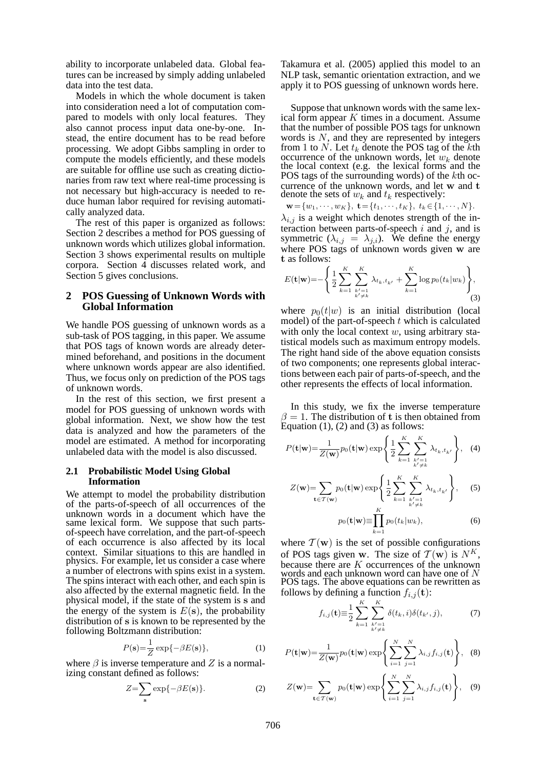ability to incorporate unlabeled data. Global features can be increased by simply adding unlabeled data into the test data.

Models in which the whole document is taken into consideration need a lot of computation compared to models with only local features. They also cannot process input data one-by-one. Instead, the entire document has to be read before processing. We adopt Gibbs sampling in order to compute the models efficiently, and these models are suitable for offline use such as creating dictionaries from raw text where real-time processing is not necessary but high-accuracy is needed to reduce human labor required for revising automatically analyzed data.

The rest of this paper is organized as follows: Section 2 describes a method for POS guessing of unknown words which utilizes global information. Section 3 shows experimental results on multiple corpora. Section 4 discusses related work, and Section 5 gives conclusions.

## 2 POS Guessing of Unknown Words with Global Information

We handle POS guessing of unknown words as a sub-task of POS tagging, in this paper. We assume that POS tags of known words are already determined beforehand, and positions in the document where unknown words appear are also identified. Thus, we focus only on prediction of the POS tags of unknown words.

In the rest of this section, we first present a model for POS guessing of unknown words with global information. Next, we show how the test data is analyzed and how the parameters of the model are estimated. A method for incorporating unlabeled data with the model is also discussed.

### 2.1 Probabilistic Model Using Global Information

We attempt to model the probability distribution of the parts-of-speech of all occurrences of the unknown words in a document which have the same lexical form. We suppose that such parts-of-speech have correlation, and the part-of-speech of each occurrence is also affected by its local context. Similar situations to this are handled in physics. For example, let us consider a case where a number of electrons with spins exist in a system. The spins interact with each other, and each spin is also affected by the external magnetic field. In the physical model, if the state of the system is $\mathbf{s}$ and the energy of the system is $E(\mathbf{s})$, the probability distribution of $\mathbf{s}$ is known to be represented by the following Boltzmann distribution:

$$P(\mathbf{s}) = \frac{1}{Z} \exp\{-\beta E(\mathbf{s})\}, \tag{1}$$

where $\beta$ is inverse temperature and $Z$ is a normalizing constant defined as follows:

$$Z = \sum_{\mathbf{s}} \exp\{-\beta E(\mathbf{s})\}. \tag{2}$$

Takamura et al. (2005) applied this model to an NLP task, semantic orientation extraction, and we apply it to POS guessing of unknown words here.

Suppose that unknown words with the same lexical form appear $K$ times in a document. Assume that the number of possible POS tags for unknown words is $N$, and they are represented by integers from 1 to $N$. Let $t_k$ denote the POS tag of the $k$th occurrence of the unknown words, let $w_k$ denote the local context (e.g. the lexical forms and the POS tags of the surrounding words) of the $k$th occurrence of the unknown words, and let $\mathbf{w}$ and $\mathbf{t}$ denote the sets of $w_k$ and $t_k$ respectively:

$$\mathbf{w} = \{w_1, \cdots, w_K\},\ \mathbf{t} = \{t_1, \cdots, t_K\},\ t_k \in \{1, \cdots, N\}.$$

$\lambda_{i,j}$ is a weight which denotes strength of the interaction between parts-of-speech $i$ and $j$, and is symmetric ($\lambda_{i,j} = \lambda_{j,i}$). We define the energy where POS tags of unknown words given $\mathbf{w}$ are $\mathbf{t}$ as follows:

$$E(\mathbf{t}|\mathbf{w}) = -\left\{ \frac{1}{2} \sum_{k=1}^{K} \sum_{\substack{k'=1 \\ k' \neq k}}^{K} \lambda_{t_k, t_{k'}} + \sum_{k=1}^{K} \log p_0(t_k | w_k) \right\}, \tag{3}$$

where $p_0(t|w)$ is an initial distribution (local model) of the part-of-speech $t$ which is calculated with only the local context $w$, using arbitrary statistical models such as maximum entropy models. The right hand side of the above equation consists of two components; one represents global interactions between each pair of parts-of-speech, and the other represents the effects of local information.

In this study, we fix the inverse temperature $\beta = 1$. The distribution of $\mathbf{t}$ is then obtained from Equation (1), (2) and (3) as follows:

$$P(\mathbf{t}|\mathbf{w}) = \frac{1}{Z(\mathbf{w})} p_0(\mathbf{t}|\mathbf{w}) \exp\left\{ \frac{1}{2} \sum_{k=1}^{K} \sum_{\substack{k'=1 \\ k' \neq k}}^{K} \lambda_{t_k, t_{k'}} \right\}, \tag{4}$$

$$Z(\mathbf{w}) = \sum_{\mathbf{t} \in \mathcal{T}(\mathbf{w})} p_0(\mathbf{t}|\mathbf{w}) \exp\left\{ \frac{1}{2} \sum_{k=1}^{K} \sum_{\substack{k'=1 \\ k' \neq k}}^{K} \lambda_{t_k, t_{k'}} \right\}, \tag{5}$$

$$p_0(\mathbf{t}|\mathbf{w}) \equiv \prod_{k=1}^{K} p_0(t_k | w_k), \tag{6}$$

where $\mathcal{T}(\mathbf{w})$ is the set of possible configurations of POS tags given $\mathbf{w}$. The size of $\mathcal{T}(\mathbf{w})$ is $N^K$, because there are $K$ occurrences of the unknown words and each unknown word can have one of $N$ POS tags. The above equations can be rewritten as follows by defining a function $f_{i,j}(\mathbf{t})$:

$$f_{i,j}(\mathbf{t}) \equiv \frac{1}{2} \sum_{k=1}^{K} \sum_{\substack{k'=1 \\ k' \neq k}}^{K} \delta(t_k, i) \delta(t_{k'}, j), \tag{7}$$

$$P(\mathbf{t}|\mathbf{w}) = \frac{1}{Z(\mathbf{w})} p_0(\mathbf{t}|\mathbf{w}) \exp\left\{ \sum_{i=1}^{N} \sum_{j=1}^{N} \lambda_{i,j} f_{i,j}(\mathbf{t}) \right\}, \tag{8}$$

$$Z(\mathbf{w}) = \sum_{\mathbf{t} \in \mathcal{T}(\mathbf{w})} p_0(\mathbf{t}|\mathbf{w}) \exp\left\{ \sum_{i=1}^{N} \sum_{j=1}^{N} \lambda_{i,j} f_{i,j}(\mathbf{t}) \right\}, \tag{9}$$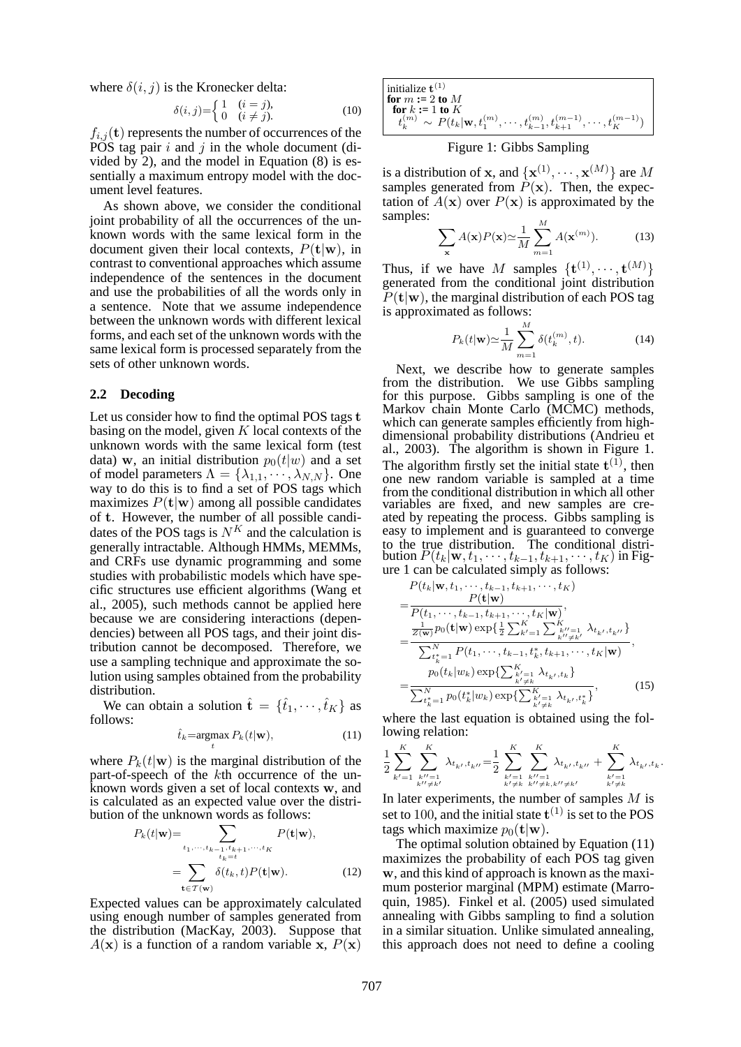where $\delta(i,j)$ is the Kronecker delta:

$$\delta(i,j)=\begin{cases} 1 & (i=j), \\ 0 & (i \neq j). \end{cases} \tag{10}$$

$f_{i,j}(\mathbf{t})$ represents the number of occurrences of the POS tag pair $i$ and $j$ in the whole document (divided by 2), and the model in Equation (8) is essentially a maximum entropy model with the document level features.

As shown above, we consider the conditional joint probability of all the occurrences of the unknown words with the same lexical form in the document given their local contexts, $P(\mathbf{t}|\mathbf{w})$, in contrast to conventional approaches which assume independence of the sentences in the document and use the probabilities of all the words only in a sentence. Note that we assume independence between the unknown words with different lexical forms, and each set of the unknown words with the same lexical form is processed separately from the sets of other unknown words.

### 2.2 Decoding

Let us consider how to find the optimal POS tags $\mathbf{t}$ basing on the model, given $K$ local contexts of the unknown words with the same lexical form (test data) $\mathbf{w}$, an initial distribution $p_0(t|w)$ and a set of model parameters $\Lambda = \{\lambda_{1,1}, \cdots, \lambda_{N,N}\}$. One way to do this is to find a set of POS tags which maximizes $P(\mathbf{t}|\mathbf{w})$ among all possible candidates of $\mathbf{t}$. However, the number of all possible candidates of the POS tags is $N^K$ and the calculation is generally intractable. Although HMMs, MEMMs, and CRFs use dynamic programming and some studies with probabilistic models which have specific structures use efficient algorithms (Wang et al., 2005), such methods cannot be applied here because we are considering interactions (dependencies) between all POS tags, and their joint distribution cannot be decomposed. Therefore, we use a sampling technique and approximate the solution using samples obtained from the probability distribution.

We can obtain a solution $\hat{\mathbf{t}} = \{\hat{t}_1, \cdots, \hat{t}_K\}$ as follows:

$$\hat{t}_k = \underset{t}{\operatorname{argmax}}\, P_k(t|\mathbf{w}), \tag{11}$$

where $P_k(t|\mathbf{w})$ is the marginal distribution of the part-of-speech of the $k$th occurrence of the unknown words given a set of local contexts $\mathbf{w}$, and is calculated as an expected value over the distribution of the unknown words as follows:

$$\begin{aligned} P_k(t|\mathbf{w}) &= \sum_{\substack{t_1,\cdots,t_{k-1},t_{k+1},\cdots,t_K \\ t_k=t}} P(\mathbf{t}|\mathbf{w}), \\ &= \sum_{\mathbf{t}\in\mathcal{T}(\mathbf{w})} \delta(t_k,t) P(\mathbf{t}|\mathbf{w}). \end{aligned} \tag{12}$$

Expected values can be approximately calculated using enough number of samples generated from the distribution (MacKay, 2003). Suppose that $A(\mathbf{x})$ is a function of a random variable $\mathbf{x}$, $P(\mathbf{x})$ is a distribution of $\mathbf{x}$, and $\{\mathbf{x}^{(1)}, \cdots, \mathbf{x}^{(M)}\}$ are $M$ samples generated from $P(\mathbf{x})$. Then, the expectation of $A(\mathbf{x})$ over $P(\mathbf{x})$ is approximated by the samples:

$$\sum_{\mathbf{x}} A(\mathbf{x}) P(\mathbf{x}) \simeq \frac{1}{M} \sum_{m=1}^{M} A(\mathbf{x}^{(m)}). \tag{13}$$

Thus, if we have $M$ samples $\{\mathbf{t}^{(1)}, \cdots, \mathbf{t}^{(M)}\}$ generated from the conditional joint distribution $P(\mathbf{t}|\mathbf{w})$, the marginal distribution of each POS tag is approximated as follows:

$$P_k(t|\mathbf{w}) \simeq \frac{1}{M} \sum_{m=1}^{M} \delta(t_k^{(m)}, t). \tag{14}$$

```
initialize t^(1)
for m := 2 to M
  for k := 1 to K
    t_k^(m) ~ P(t_k | w, t_1^(m), ..., t_{k-1}^(m), t_{k+1}^(m-1), ..., t_K^(m-1))
```

Figure 1: Gibbs Sampling

Next, we describe how to generate samples from the distribution. We use Gibbs sampling for this purpose. Gibbs sampling is one of the Markov chain Monte Carlo (MCMC) methods, which can generate samples efficiently from high-dimensional probability distributions (Andrieu et al., 2003). The algorithm is shown in Figure 1. The algorithm firstly set the initial state $\mathbf{t}^{(1)}$, then one new random variable is sampled at a time from the conditional distribution in which all other variables are fixed, and new samples are created by repeating the process. Gibbs sampling is easy to implement and is guaranteed to converge to the true distribution. The conditional distribution $P(t_k|\mathbf{w}, t_1, \cdots, t_{k-1}, t_{k+1}, \cdots, t_K)$ in Figure 1 can be calculated simply as follows:

$$\begin{aligned} & P(t_k|\mathbf{w}, t_1, \cdots, t_{k-1}, t_{k+1}, \cdots, t_K) \\ &= \frac{P(\mathbf{t}|\mathbf{w})}{P(t_1, \cdots, t_{k-1}, t_{k+1}, \cdots, t_K|\mathbf{w})}, \\ &= \frac{\frac{1}{Z(\mathbf{w})} p_0(\mathbf{t}|\mathbf{w}) \exp\{\frac{1}{2}\sum_{k'=1}^{K}\sum_{\substack{k''=1 \\ k''\neq k'}}^{K} \lambda_{t_{k'},t_{k''}}\}}{\sum_{t_k^*=1}^{N} P(t_1, \cdots, t_{k-1}, t_k^*, t_{k+1}, \cdots, t_K|\mathbf{w})}, \\ &= \frac{p_0(t_k|w_k) \exp\{\sum_{\substack{k'=1 \\ k'\neq k}}^{K} \lambda_{t_{k'},t_k}\}}{\sum_{t_k^*=1}^{N} p_0(t_k^*|w_k) \exp\{\sum_{\substack{k'=1 \\ k'\neq k}}^{K} \lambda_{t_{k'},t_k^*}\}}, \end{aligned} \tag{15}$$

where the last equation is obtained using the following relation:

$$\frac{1}{2}\sum_{k'=1}^{K}\sum_{\substack{k''=1 \\ k''\neq k'}}^{K} \lambda_{t_{k'},t_{k''}} = \frac{1}{2}\sum_{\substack{k'=1 \\ k'\neq k}}^{K}\sum_{\substack{k''=1 \\ k''\neq k, k''\neq k'}}^{K} \lambda_{t_{k'},t_{k''}} + \sum_{\substack{k'=1 \\ k'\neq k}}^{K} \lambda_{t_{k'},t_k}.$$

In later experiments, the number of samples $M$ is set to 100, and the initial state $\mathbf{t}^{(1)}$ is set to the POS tags which maximize $p_0(\mathbf{t}|\mathbf{w})$.

The optimal solution obtained by Equation (11) maximizes the probability of each POS tag given $\mathbf{w}$, and this kind of approach is known as the maximum posterior marginal (MPM) estimate (Marroquin, 1985). Finkel et al. (2005) used simulated annealing with Gibbs sampling to find a solution in a similar situation. Unlike simulated annealing, this approach does not need to define a cooling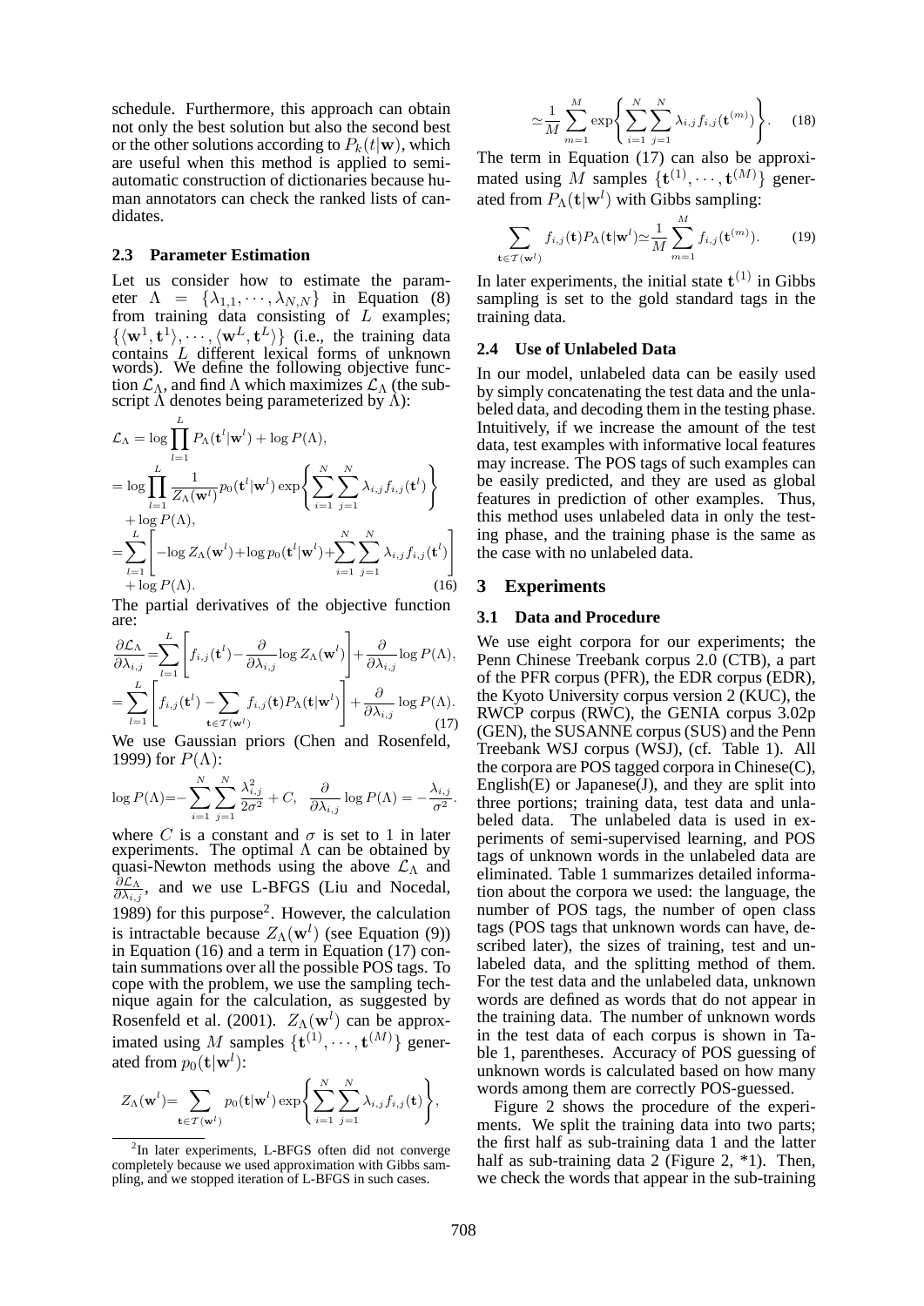schedule. Furthermore, this approach can obtain not only the best solution but also the second best or the other solutions according to $P_k(t|\mathbf{w})$, which are useful when this method is applied to semi-automatic construction of dictionaries because human annotators can check the ranked lists of candidates.

### 2.3 Parameter Estimation

Let us consider how to estimate the parameter $\Lambda = \{\lambda_{1,1}, \cdots, \lambda_{N,N}\}$ in Equation (8) from training data consisting of $L$ examples; $\{\langle \mathbf{w}^1, \mathbf{t}^1 \rangle, \cdots, \langle \mathbf{w}^L, \mathbf{t}^L \rangle\}$ (i.e., the training data contains $L$ different lexical forms of unknown words). We define the following objective function $\mathcal{L}_\Lambda$, and find $\Lambda$ which maximizes $\mathcal{L}_\Lambda$ (the subscript $\Lambda$ denotes being parameterized by $\Lambda$):

$$
\begin{aligned}
\mathcal{L}_\Lambda &= \log \prod_{l=1}^{L} P_\Lambda(\mathbf{t}^l|\mathbf{w}^l) + \log P(\Lambda), \\
&= \log \prod_{l=1}^{L} \frac{1}{Z_\Lambda(\mathbf{w}^l)} p_0(\mathbf{t}^l|\mathbf{w}^l) \exp\left\{ \sum_{i=1}^{N}\sum_{j=1}^{N} \lambda_{i,j} f_{i,j}(\mathbf{t}^l) \right\} \\
&\quad + \log P(\Lambda), \\
&= \sum_{l=1}^{L} \left[ -\log Z_\Lambda(\mathbf{w}^l) + \log p_0(\mathbf{t}^l|\mathbf{w}^l) + \sum_{i=1}^{N}\sum_{j=1}^{N} \lambda_{i,j} f_{i,j}(\mathbf{t}^l) \right] \\
&\quad + \log P(\Lambda). \qquad (16)
\end{aligned}
$$

The partial derivatives of the objective function are:

$$
\begin{aligned}
\frac{\partial \mathcal{L}_\Lambda}{\partial \lambda_{i,j}} &= \sum_{l=1}^{L} \left[ f_{i,j}(\mathbf{t}^l) - \frac{\partial}{\partial \lambda_{i,j}} \log Z_\Lambda(\mathbf{w}^l) \right] + \frac{\partial}{\partial \lambda_{i,j}} \log P(\Lambda), \\
&= \sum_{l=1}^{L} \left[ f_{i,j}(\mathbf{t}^l) - \sum_{\mathbf{t} \in \mathcal{T}(\mathbf{w}^l)} f_{i,j}(\mathbf{t}) P_\Lambda(\mathbf{t}|\mathbf{w}^l) \right] + \frac{\partial}{\partial \lambda_{i,j}} \log P(\Lambda). \qquad (17)
\end{aligned}
$$

We use Gaussian priors (Chen and Rosenfeld, 1999) for $P(\Lambda)$:

$$
\log P(\Lambda) = -\sum_{i=1}^{N}\sum_{j=1}^{N} \frac{\lambda_{i,j}^2}{2\sigma^2} + C, \quad \frac{\partial}{\partial \lambda_{i,j}} \log P(\Lambda) = -\frac{\lambda_{i,j}}{\sigma^2}.
$$

where $C$ is a constant and $\sigma$ is set to 1 in later experiments. The optimal $\Lambda$ can be obtained by quasi-Newton methods using the above $\mathcal{L}_\Lambda$ and $\frac{\partial \mathcal{L}_\Lambda}{\partial \lambda_{i,j}}$, and we use L-BFGS (Liu and Nocedal, 1989) for this purpose[2]. However, the calculation is intractable because $Z_\Lambda(\mathbf{w}^l)$ (see Equation (9)) in Equation (16) and a term in Equation (17) contain summations over all the possible POS tags. To cope with the problem, we use the sampling technique again for the calculation, as suggested by Rosenfeld et al. (2001). $Z_\Lambda(\mathbf{w}^l)$ can be approximated using $M$ samples $\{\mathbf{t}^{(1)}, \cdots, \mathbf{t}^{(M)}\}$ generated from $p_0(\mathbf{t}|\mathbf{w}^l)$:

$$
\begin{aligned}
Z_\Lambda(\mathbf{w}^l) &= \sum_{\mathbf{t} \in \mathcal{T}(\mathbf{w}^l)} p_0(\mathbf{t}|\mathbf{w}^l) \exp\left\{ \sum_{i=1}^{N}\sum_{j=1}^{N} \lambda_{i,j} f_{i,j}(\mathbf{t}) \right\}, \\
&\simeq \frac{1}{M} \sum_{m=1}^{M} \exp\left\{ \sum_{i=1}^{N}\sum_{j=1}^{N} \lambda_{i,j} f_{i,j}(\mathbf{t}^{(m)}) \right\}. \qquad (18)
\end{aligned}
$$

The term in Equation (17) can also be approximated using $M$ samples $\{\mathbf{t}^{(1)}, \cdots, \mathbf{t}^{(M)}\}$ generated from $P_\Lambda(\mathbf{t}|\mathbf{w}^l)$ with Gibbs sampling:

$$
\sum_{\mathbf{t} \in \mathcal{T}(\mathbf{w}^l)} f_{i,j}(\mathbf{t}) P_\Lambda(\mathbf{t}|\mathbf{w}^l) \simeq \frac{1}{M} \sum_{m=1}^{M} f_{i,j}(\mathbf{t}^{(m)}). \qquad (19)
$$

In later experiments, the initial state $\mathbf{t}^{(1)}$ in Gibbs sampling is set to the gold standard tags in the training data.

[2] In later experiments, L-BFGS often did not converge completely because we used approximation with Gibbs sampling, and we stopped iteration of L-BFGS in such cases.

### 2.4 Use of Unlabeled Data

In our model, unlabeled data can be easily used by simply concatenating the test data and the unlabeled data, and decoding them in the testing phase. Intuitively, if we increase the amount of the test data, test examples with informative local features may increase. The POS tags of such examples can be easily predicted, and they are used as global features in prediction of other examples. Thus, this method uses unlabeled data in only the testing phase, and the training phase is the same as the case with no unlabeled data.

## 3 Experiments

### 3.1 Data and Procedure

We use eight corpora for our experiments; the Penn Chinese Treebank corpus 2.0 (CTB), a part of the PFR corpus (PFR), the EDR corpus (EDR), the Kyoto University corpus version 2 (KUC), the RWCP corpus (RWC), the GENIA corpus 3.02p (GEN), the SUSANNE corpus (SUS) and the Penn Treebank WSJ corpus (WSJ), (cf. Table 1). All the corpora are POS tagged corpora in Chinese(C), English(E) or Japanese(J), and they are split into three portions; training data, test data and unlabeled data. The unlabeled data is used in experiments of semi-supervised learning, and POS tags of unknown words in the unlabeled data are eliminated. Table 1 summarizes detailed information about the corpora we used: the language, the number of POS tags, the number of open class tags (POS tags that unknown words can have, described later), the sizes of training, test and unlabeled data, and the splitting method of them. For the test data and the unlabeled data, unknown words are defined as words that do not appear in the training data. The number of unknown words in the test data of each corpus is shown in Table 1, parentheses. Accuracy of POS guessing of unknown words is calculated based on how many words among them are correctly POS-guessed.

Figure 2 shows the procedure of the experiments. We split the training data into two parts; the first half as sub-training data 1 and the latter half as sub-training data 2 (Figure 2, *1). Then, we check the words that appear in the sub-training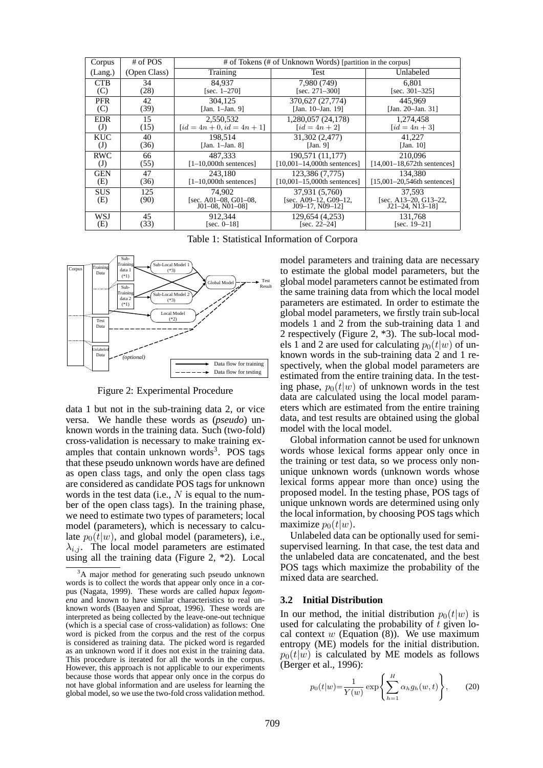| Corpus (Lang.) | # of POS (Open Class) | # of Tokens (# of Unknown Words) [partition in the corpus] | | |
|---|---|---|---|---|
| | | Training | Test | Unlabeled |
| CTB (C) | 34 (28) | 84,937 [sec. 1–270] | 7,980 (749) [sec. 271–300] | 6,801 [sec. 301–325] |
| PFR (C) | 42 (39) | 304,125 [Jan. 1–Jan. 9] | 370,627 (27,774) [Jan. 10–Jan. 19] | 445,969 [Jan. 20–Jan. 31] |
| EDR (J) | 15 (15) | 2,550,532 [$id = 4n + 0, id = 4n + 1$] | 1,280,057 (24,178) [$id = 4n + 2$] | 1,274,458 [$id = 4n + 3$] |
| KUC (J) | 40 (36) | 198,514 [Jan. 1–Jan. 8] | 31,302 (2,477) [Jan. 9] | 41,227 [Jan. 10] |
| RWC (J) | 66 (55) | 487,333 [1–10,000th sentences] | 190,571 (11,177) [10,001–14,000th sentences] | 210,096 [14,001–18,672th sentences] |
| GEN (E) | 47 (36) | 243,180 [1–10,000th sentences] | 123,386 (7,775) [10,001–15,000th sentences] | 134,380 [15,001–20,546th sentences] |
| SUS (E) | 125 (90) | 74,902 [sec. A01–08, G01–08, J01–08, N01–08] | 37,931 (5,760) [sec. A09–12, G09–12, J09–17, N09–12] | 37,593 [sec. A13–20, G13–22, J21–24, N13–18] |
| WSJ (E) | 45 (33) | 912,344 [sec. 0–18] | 129,654 (4,253) [sec. 22–24] | 131,768 [sec. 19–21] |

Table 1: Statistical Information of Corpora

Figure 2: Experimental Procedure

data 1 but not in the sub-training data 2, or vice versa. We handle these words as (*pseudo*) unknown words in the training data. Such (two-fold) cross-validation is necessary to make training examples that contain unknown words[3]. POS tags that these pseudo unknown words have are defined as open class tags, and only the open class tags are considered as candidate POS tags for unknown words in the test data (i.e., $N$ is equal to the number of the open class tags). In the training phase, we need to estimate two types of parameters; local model (parameters), which is necessary to calculate $p_0(t|w)$, and global model (parameters), i.e., $\lambda_{i,j}$. The local model parameters are estimated using all the training data (Figure 2, *2). Local model parameters and training data are necessary to estimate the global model parameters, but the global model parameters cannot be estimated from the same training data from which the local model parameters are estimated. In order to estimate the global model parameters, we firstly train sub-local models 1 and 2 from the sub-training data 1 and 2 respectively (Figure 2, *3). The sub-local models 1 and 2 are used for calculating $p_0(t|w)$ of unknown words in the sub-training data 2 and 1 respectively, when the global model parameters are estimated from the entire training data. In the testing phase, $p_0(t|w)$ of unknown words in the test data are calculated using the local model parameters which are estimated from the entire training data, and test results are obtained using the global model with the local model.

Global information cannot be used for unknown words whose lexical forms appear only once in the training or test data, so we process only non-unique unknown words (unknown words whose lexical forms appear more than once) using the proposed model. In the testing phase, POS tags of unique unknown words are determined using only the local information, by choosing POS tags which maximize $p_0(t|w)$.

Unlabeled data can be optionally used for semi-supervised learning. In that case, the test data and the unlabeled data are concatenated, and the best POS tags which maximize the probability of the mixed data are searched.

[3] A major method for generating such pseudo unknown words is to collect the words that appear only once in a corpus (Nagata, 1999). These words are called *hapax legomena* and known to have similar characteristics to real unknown words (Baayen and Sproat, 1996). These words are interpreted as being collected by the leave-one-out technique (which is a special case of cross-validation) as follows: One word is picked from the corpus and the rest of the corpus is considered as training data. The picked word is regarded as an unknown word if it does not exist in the training data. This procedure is iterated for all the words in the corpus. However, this approach is not applicable to our experiments because those words that appear only once in the corpus do not have global information and are useless for learning the global model, so we use the two-fold cross validation method.

### 3.2 Initial Distribution

In our method, the initial distribution $p_0(t|w)$ is used for calculating the probability of $t$ given local context $w$ (Equation (8)). We use maximum entropy (ME) models for the initial distribution. $p_0(t|w)$ is calculated by ME models as follows (Berger et al., 1996):

$$p_0(t|w)=\frac{1}{Y(w)}\exp\left\{\sum_{h=1}^{H}\alpha_h g_h(w,t)\right\}, \qquad (20)$$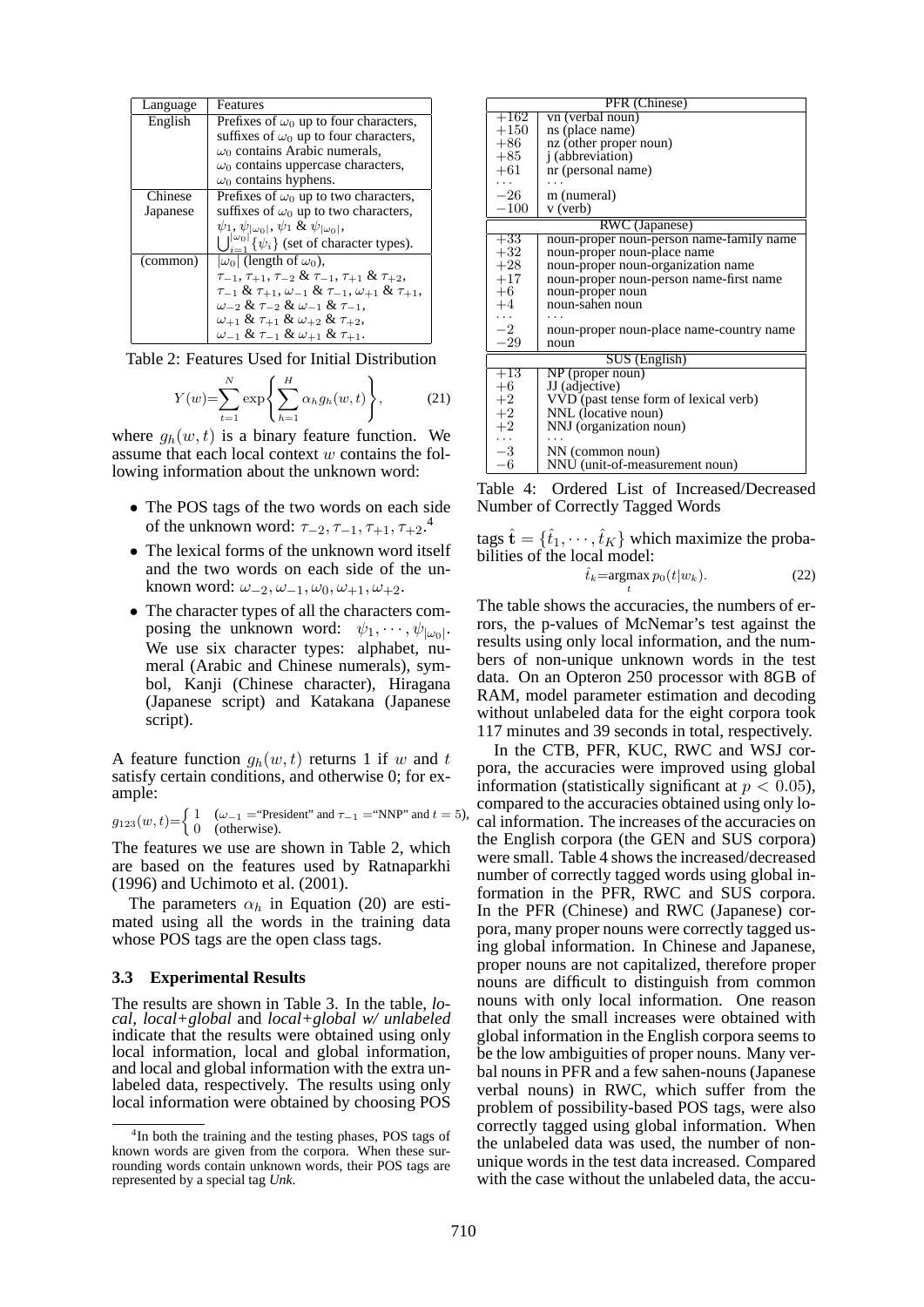| Language | Features |
|---|---|
| English | Prefixes of $\omega_0$ up to four characters, suffixes of $\omega_0$ up to four characters, $\omega_0$ contains Arabic numerals, $\omega_0$ contains uppercase characters, $\omega_0$ contains hyphens. |
| Chinese Japanese | Prefixes of $\omega_0$ up to two characters, suffixes of $\omega_0$ up to two characters, $\psi_1$, $\psi_{\|\omega_0\|}$, $\psi_1$ & $\psi_{\|\omega_0\|}$, $\bigcup_{i=1}^{\|\omega_0\|}\{\psi_i\}$ (set of character types). |
| (common) | $\|\omega_0\|$ (length of $\omega_0$), $\tau_{-1}$, $\tau_{+1}$, $\tau_{-2}$ & $\tau_{-1}$, $\tau_{+1}$ & $\tau_{+2}$, $\tau_{-1}$ & $\tau_{+1}$, $\omega_{-1}$ & $\tau_{-1}$, $\omega_{+1}$ & $\tau_{+1}$, $\omega_{-2}$ & $\tau_{-2}$ & $\omega_{-1}$ & $\tau_{-1}$, $\omega_{+1}$ & $\tau_{+1}$ & $\omega_{+2}$ & $\tau_{+2}$, $\omega_{-1}$ & $\tau_{-1}$ & $\omega_{+1}$ & $\tau_{+1}$. |

Table 2: Features Used for Initial Distribution

$$Y(w)=\sum_{t=1}^{N}\exp\left\{\sum_{h=1}^{H}\alpha_h g_h(w,t)\right\}, \tag{21}$$

where $g_h(w,t)$ is a binary feature function. We assume that each local context $w$ contains the following information about the unknown word:

- The POS tags of the two words on each side of the unknown word: $\tau_{-2}, \tau_{-1}, \tau_{+1}, \tau_{+2}$.[4]
- The lexical forms of the unknown word itself and the two words on each side of the unknown word: $\omega_{-2}, \omega_{-1}, \omega_0, \omega_{+1}, \omega_{+2}$.
- The character types of all the characters composing the unknown word: $\psi_1, \cdots, \psi_{|\omega_0|}$. We use six character types: alphabet, numeral (Arabic and Chinese numerals), symbol, Kanji (Chinese character), Hiragana (Japanese script) and Katakana (Japanese script).

A feature function $g_h(w,t)$ returns 1 if $w$ and $t$ satisfy certain conditions, and otherwise 0; for example:

$$g_{123}(w,t)=\begin{cases}1 & (\omega_{-1}=\text{"President" and } \tau_{-1}=\text{"NNP" and } t=5),\\ 0 & (\text{otherwise}).\end{cases}$$

The features we use are shown in Table 2, which are based on the features used by Ratnaparkhi (1996) and Uchimoto et al. (2001).

The parameters $\alpha_h$ in Equation (20) are estimated using all the words in the training data whose POS tags are the open class tags.

### 3.3 Experimental Results

The results are shown in Table 3. In the table, *local*, *local+global* and *local+global w/ unlabeled* indicate that the results were obtained using only local information, local and global information, and local and global information with the extra unlabeled data, respectively. The results using only local information were obtained by choosing POS tags $\hat{\mathbf{t}} = \{\hat{t}_1, \cdots, \hat{t}_K\}$ which maximize the probabilities of the local model:

$$\hat{t}_k=\operatorname*{argmax}_t p_0(t|w_k). \tag{22}$$

The table shows the accuracies, the numbers of errors, the p-values of McNemar's test against the results using only local information, and the numbers of non-unique unknown words in the test data. On an Opteron 250 processor with 8GB of RAM, model parameter estimation and decoding without unlabeled data for the eight corpora took 117 minutes and 39 seconds in total, respectively.

In the CTB, PFR, KUC, RWC and WSJ corpora, the accuracies were improved using global information (statistically significant at $p < 0.05$), compared to the accuracies obtained using only local information. The increases of the accuracies on the English corpora (the GEN and SUS corpora) were small. Table 4 shows the increased/decreased number of correctly tagged words using global information in the PFR, RWC and SUS corpora. In the PFR (Chinese) and RWC (Japanese) corpora, many proper nouns were correctly tagged using global information. In Chinese and Japanese, proper nouns are not capitalized, therefore proper nouns are difficult to distinguish from common nouns with only local information. One reason that only the small increases were obtained with global information in the English corpora seems to be the low ambiguities of proper nouns. Many verbal nouns in PFR and a few sahen-nouns (Japanese verbal nouns) in RWC, which suffer from the problem of possibility-based POS tags, were also correctly tagged using global information. When the unlabeled data was used, the number of non-unique words in the test data increased. Compared with the case without the unlabeled data, the accu-

| PFR (Chinese) | |
|---|---|
| $+162$ | vn (verbal noun) |
| $+150$ | ns (place name) |
| $+86$ | nz (other proper noun) |
| $+85$ | j (abbreviation) |
| $+61$ | nr (personal name) |
| $\cdots$ | $\cdots$ |
| $-26$ | m (numeral) |
| $-100$ | v (verb) |
| **RWC (Japanese)** | |
| $+33$ | noun-proper noun-person name-family name |
| $+32$ | noun-proper noun-place name |
| $+28$ | noun-proper noun-organization name |
| $+17$ | noun-proper noun-person name-first name |
| $+6$ | noun-proper noun |
| $+4$ | noun-sahen noun |
| $\cdots$ | $\cdots$ |
| $-2$ | noun-proper noun-place name-country name |
| $-29$ | noun |
| **SUS (English)** | |
| $+13$ | NP (proper noun) |
| $+6$ | JJ (adjective) |
| $+2$ | VVD (past tense form of lexical verb) |
| $+2$ | NNL (locative noun) |
| $+2$ | NNJ (organization noun) |
| $\cdots$ | $\cdots$ |
| $-3$ | NN (common noun) |
| $-6$ | NNU (unit-of-measurement noun) |

Table 4: Ordered List of Increased/Decreased Number of Correctly Tagged Words

[4] In both the training and the testing phases, POS tags of known words are given from the corpora. When these surrounding words contain unknown words, their POS tags are represented by a special tag *Unk*.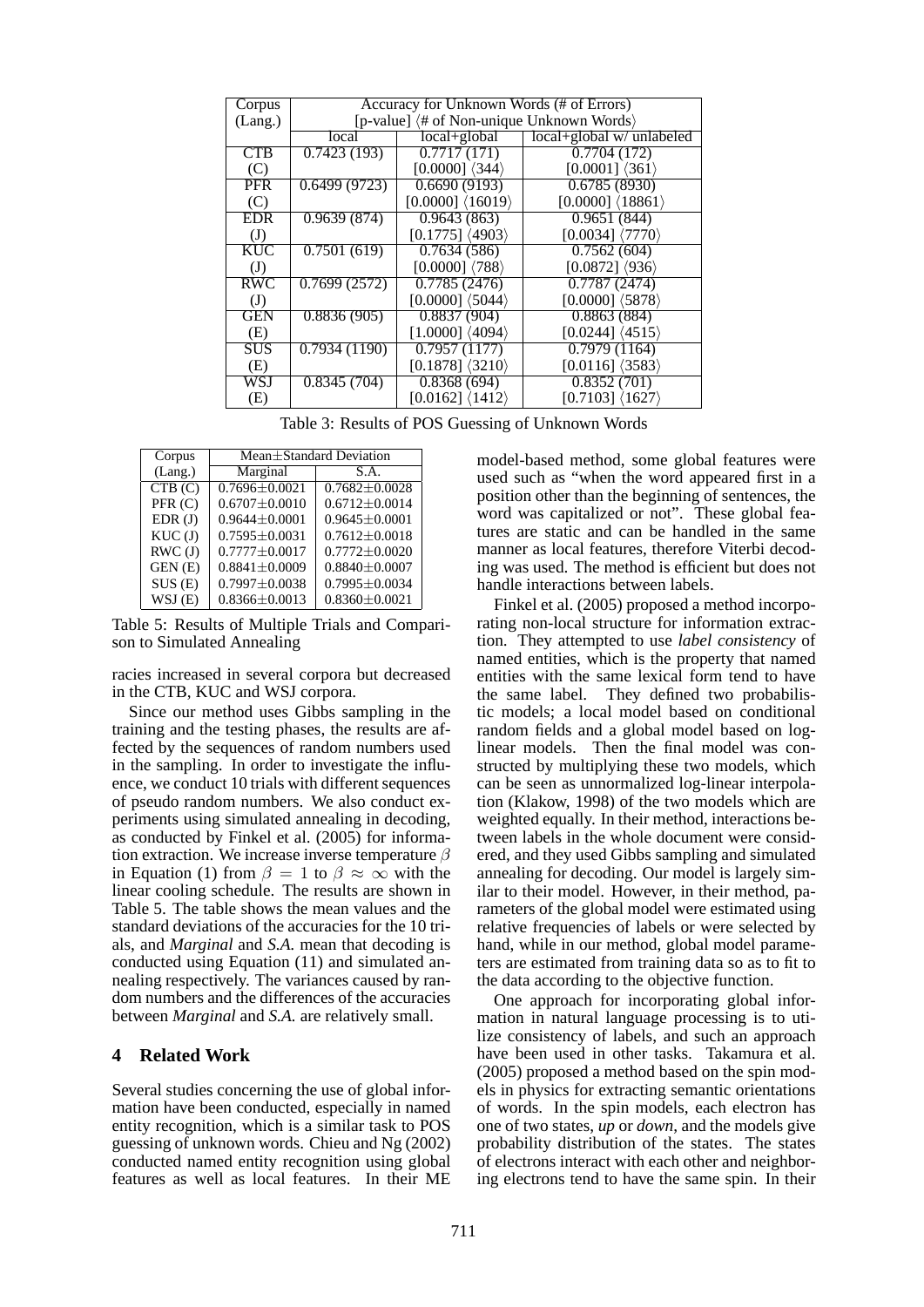| Corpus (Lang.) | Accuracy for Unknown Words (# of Errors) [p-value] ⟨# of Non-unique Unknown Words⟩ | | |
|---|---|---|---|
| | local | local+global | local+global w/ unlabeled |
| CTB (C) | 0.7423 (193) | 0.7717 (171) [0.0000] ⟨344⟩ | 0.7704 (172) [0.0001] ⟨361⟩ |
| PFR (C) | 0.6499 (9723) | 0.6690 (9193) [0.0000] ⟨16019⟩ | 0.6785 (8930) [0.0000] ⟨18861⟩ |
| EDR (J) | 0.9639 (874) | 0.9643 (863) [0.1775] ⟨4903⟩ | 0.9651 (844) [0.0034] ⟨7770⟩ |
| KUC (J) | 0.7501 (619) | 0.7634 (586) [0.0000] ⟨788⟩ | 0.7562 (604) [0.0872] ⟨936⟩ |
| RWC (J) | 0.7699 (2572) | 0.7785 (2476) [0.0000] ⟨5044⟩ | 0.7787 (2474) [0.0000] ⟨5878⟩ |
| GEN (E) | 0.8836 (905) | 0.8837 (904) [1.0000] ⟨4094⟩ | 0.8863 (884) [0.0244] ⟨4515⟩ |
| SUS (E) | 0.7934 (1190) | 0.7957 (1177) [0.1878] ⟨3210⟩ | 0.7979 (1164) [0.0116] ⟨3583⟩ |
| WSJ (E) | 0.8345 (704) | 0.8368 (694) [0.0162] ⟨1412⟩ | 0.8352 (701) [0.7103] ⟨1627⟩ |

Table 3: Results of POS Guessing of Unknown Words

| Corpus (Lang.) | Mean±Standard Deviation | |
|---|---|---|
| | Marginal | S.A. |
| CTB (C) | 0.7696±0.0021 | 0.7682±0.0028 |
| PFR (C) | 0.6707±0.0010 | 0.6712±0.0014 |
| EDR (J) | 0.9644±0.0001 | 0.9645±0.0001 |
| KUC (J) | 0.7595±0.0031 | 0.7612±0.0018 |
| RWC (J) | 0.7777±0.0017 | 0.7772±0.0020 |
| GEN (E) | 0.8841±0.0009 | 0.8840±0.0007 |
| SUS (E) | 0.7997±0.0038 | 0.7995±0.0034 |
| WSJ (E) | 0.8366±0.0013 | 0.8360±0.0021 |

Table 5: Results of Multiple Trials and Comparison to Simulated Annealing

racies increased in several corpora but decreased in the CTB, KUC and WSJ corpora.

Since our method uses Gibbs sampling in the training and the testing phases, the results are affected by the sequences of random numbers used in the sampling. In order to investigate the influence, we conduct 10 trials with different sequences of pseudo random numbers. We also conduct experiments using simulated annealing in decoding, as conducted by Finkel et al. (2005) for information extraction. We increase inverse temperature $\beta$ in Equation (1) from $\beta = 1$ to $\beta \approx \infty$ with the linear cooling schedule. The results are shown in Table 5. The table shows the mean values and the standard deviations of the accuracies for the 10 trials, and *Marginal* and *S.A.* mean that decoding is conducted using Equation (11) and simulated annealing respectively. The variances caused by random numbers and the differences of the accuracies between *Marginal* and *S.A.* are relatively small.

## 4 Related Work

Several studies concerning the use of global information have been conducted, especially in named entity recognition, which is a similar task to POS guessing of unknown words. Chieu and Ng (2002) conducted named entity recognition using global features as well as local features. In their ME model-based method, some global features were used such as "when the word appeared first in a position other than the beginning of sentences, the word was capitalized or not". These global features are static and can be handled in the same manner as local features, therefore Viterbi decoding was used. The method is efficient but does not handle interactions between labels.

Finkel et al. (2005) proposed a method incorporating non-local structure for information extraction. They attempted to use *label consistency* of named entities, which is the property that named entities with the same lexical form tend to have the same label. They defined two probabilistic models; a local model based on conditional random fields and a global model based on log-linear models. Then the final model was constructed by multiplying these two models, which can be seen as unnormalized log-linear interpolation (Klakow, 1998) of the two models which are weighted equally. In their method, interactions between labels in the whole document were considered, and they used Gibbs sampling and simulated annealing for decoding. Our model is largely similar to their model. However, in their method, parameters of the global model were estimated using relative frequencies of labels or were selected by hand, while in our method, global model parameters are estimated from training data so as to fit to the data according to the objective function.

One approach for incorporating global information in natural language processing is to utilize consistency of labels, and such an approach have been used in other tasks. Takamura et al. (2005) proposed a method based on the spin models in physics for extracting semantic orientations of words. In the spin models, each electron has one of two states, *up* or *down*, and the models give probability distribution of the states. The states of electrons interact with each other and neighboring electrons tend to have the same spin. In their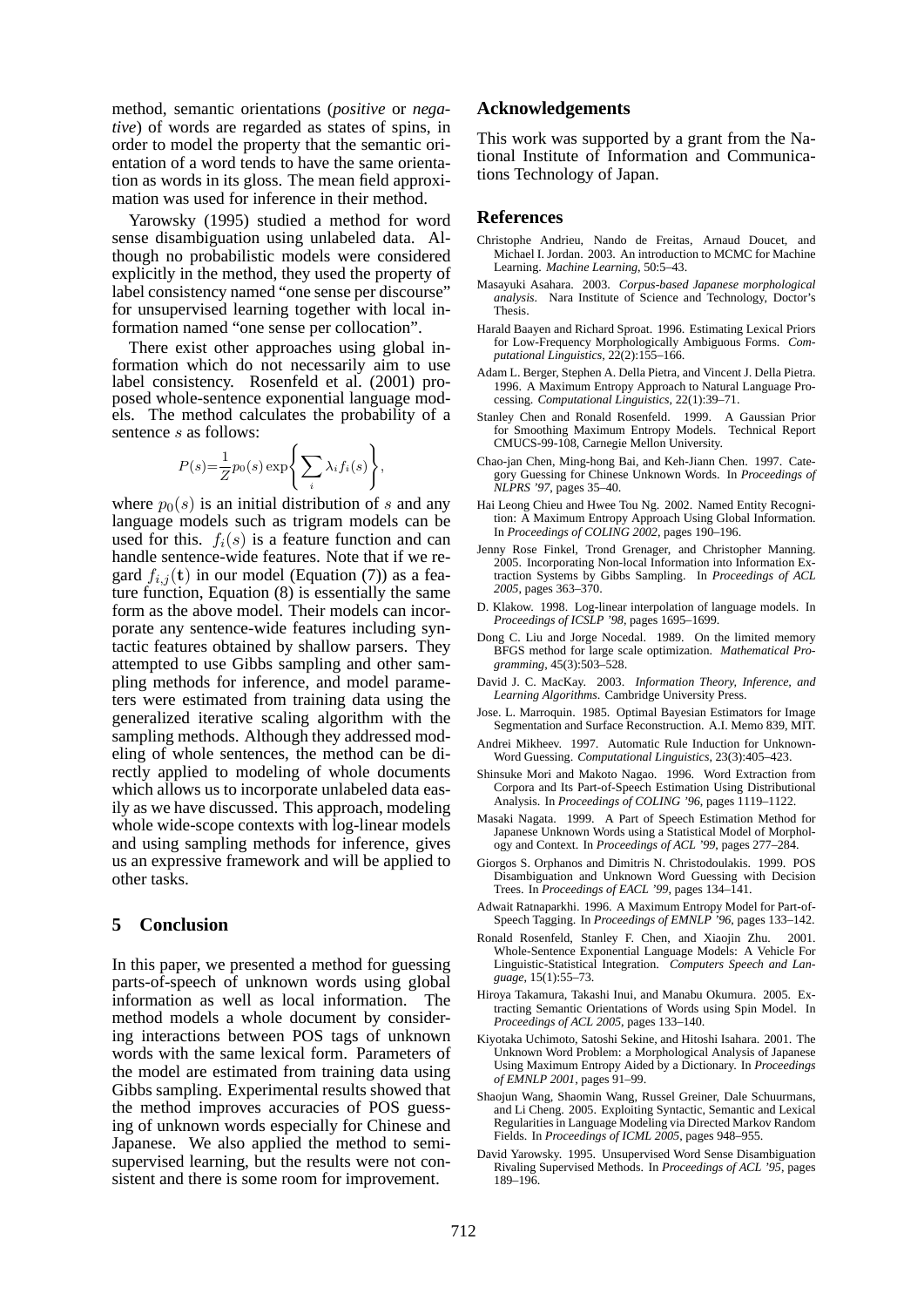method, semantic orientations (*positive* or *negative*) of words are regarded as states of spins, in order to model the property that the semantic orientation of a word tends to have the same orientation as words in its gloss. The mean field approximation was used for inference in their method.

Yarowsky (1995) studied a method for word sense disambiguation using unlabeled data. Although no probabilistic models were considered explicitly in the method, they used the property of label consistency named "one sense per discourse" for unsupervised learning together with local information named "one sense per collocation".

There exist other approaches using global information which do not necessarily aim to use label consistency. Rosenfeld et al. (2001) proposed whole-sentence exponential language models. The method calculates the probability of a sentence $s$ as follows:

$$P(s) = \frac{1}{Z} p_0(s) \exp\left\{ \sum_i \lambda_i f_i(s) \right\},$$

where $p_0(s)$ is an initial distribution of $s$ and any language models such as trigram models can be used for this. $f_i(s)$ is a feature function and can handle sentence-wide features. Note that if we regard $f_{i,j}(\mathbf{t})$ in our model (Equation (7)) as a feature function, Equation (8) is essentially the same form as the above model. Their models can incorporate any sentence-wide features including syntactic features obtained by shallow parsers. They attempted to use Gibbs sampling and other sampling methods for inference, and model parameters were estimated from training data using the generalized iterative scaling algorithm with the sampling methods. Although they addressed modeling of whole sentences, the method can be directly applied to modeling of whole documents which allows us to incorporate unlabeled data easily as we have discussed. This approach, modeling whole wide-scope contexts with log-linear models and using sampling methods for inference, gives us an expressive framework and will be applied to other tasks.

## 5 Conclusion

In this paper, we presented a method for guessing parts-of-speech of unknown words using global information as well as local information. The method models a whole document by considering interactions between POS tags of unknown words with the same lexical form. Parameters of the model are estimated from training data using Gibbs sampling. Experimental results showed that the method improves accuracies of POS guessing of unknown words especially for Chinese and Japanese. We also applied the method to semi-supervised learning, but the results were not consistent and there is some room for improvement.

## Acknowledgements

This work was supported by a grant from the National Institute of Information and Communications Technology of Japan.

## References

Christophe Andrieu, Nando de Freitas, Arnaud Doucet, and Michael I. Jordan. 2003. An introduction to MCMC for Machine Learning. *Machine Learning*, 50:5–43.

Masayuki Asahara. 2003. *Corpus-based Japanese morphological analysis*. Nara Institute of Science and Technology, Doctor's Thesis.

Harald Baayen and Richard Sproat. 1996. Estimating Lexical Priors for Low-Frequency Morphologically Ambiguous Forms. *Computational Linguistics*, 22(2):155–166.

Adam L. Berger, Stephen A. Della Pietra, and Vincent J. Della Pietra. 1996. A Maximum Entropy Approach to Natural Language Processing. *Computational Linguistics*, 22(1):39–71.

Stanley Chen and Ronald Rosenfeld. 1999. A Gaussian Prior for Smoothing Maximum Entropy Models. Technical Report CMUCS-99-108, Carnegie Mellon University.

Chao-jan Chen, Ming-hong Bai, and Keh-Jiann Chen. 1997. Category Guessing for Chinese Unknown Words. In *Proceedings of NLPRS '97*, pages 35–40.

Hai Leong Chieu and Hwee Tou Ng. 2002. Named Entity Recognition: A Maximum Entropy Approach Using Global Information. In *Proceedings of COLING 2002*, pages 190–196.

Jenny Rose Finkel, Trond Grenager, and Christopher Manning. 2005. Incorporating Non-local Information into Information Extraction Systems by Gibbs Sampling. In *Proceedings of ACL 2005*, pages 363–370.

D. Klakow. 1998. Log-linear interpolation of language models. In *Proceedings of ICSLP '98*, pages 1695–1699.

Dong C. Liu and Jorge Nocedal. 1989. On the limited memory BFGS method for large scale optimization. *Mathematical Programming*, 45(3):503–528.

David J. C. MacKay. 2003. *Information Theory, Inference, and Learning Algorithms*. Cambridge University Press.

Jose. L. Marroquin. 1985. Optimal Bayesian Estimators for Image Segmentation and Surface Reconstruction. A.I. Memo 839, MIT.

Andrei Mikheev. 1997. Automatic Rule Induction for Unknown-Word Guessing. *Computational Linguistics*, 23(3):405–423.

Shinsuke Mori and Makoto Nagao. 1996. Word Extraction from Corpora and Its Part-of-Speech Estimation Using Distributional Analysis. In *Proceedings of COLING '96*, pages 1119–1122.

Masaki Nagata. 1999. A Part of Speech Estimation Method for Japanese Unknown Words using a Statistical Model of Morphology and Context. In *Proceedings of ACL '99*, pages 277–284.

Giorgos S. Orphanos and Dimitris N. Christodoulakis. 1999. POS Disambiguation and Unknown Word Guessing with Decision Trees. In *Proceedings of EACL '99*, pages 134–141.

Adwait Ratnaparkhi. 1996. A Maximum Entropy Model for Part-of-Speech Tagging. In *Proceedings of EMNLP '96*, pages 133–142.

Ronald Rosenfeld, Stanley F. Chen, and Xiaojin Zhu. 2001. Whole-Sentence Exponential Language Models: A Vehicle For Linguistic-Statistical Integration. *Computers Speech and Language*, 15(1):55–73.

Hiroya Takamura, Takashi Inui, and Manabu Okumura. 2005. Extracting Semantic Orientations of Words using Spin Model. In *Proceedings of ACL 2005*, pages 133–140.

Kiyotaka Uchimoto, Satoshi Sekine, and Hitoshi Isahara. 2001. The Unknown Word Problem: a Morphological Analysis of Japanese Using Maximum Entropy Aided by a Dictionary. In *Proceedings of EMNLP 2001*, pages 91–99.

Shaojun Wang, Shaomin Wang, Russel Greiner, Dale Schuurmans, and Li Cheng. 2005. Exploiting Syntactic, Semantic and Lexical Regularities in Language Modeling via Directed Markov Random Fields. In *Proceedings of ICML 2005*, pages 948–955.

David Yarowsky. 1995. Unsupervised Word Sense Disambiguation Rivaling Supervised Methods. In *Proceedings of ACL '95*, pages 189–196.